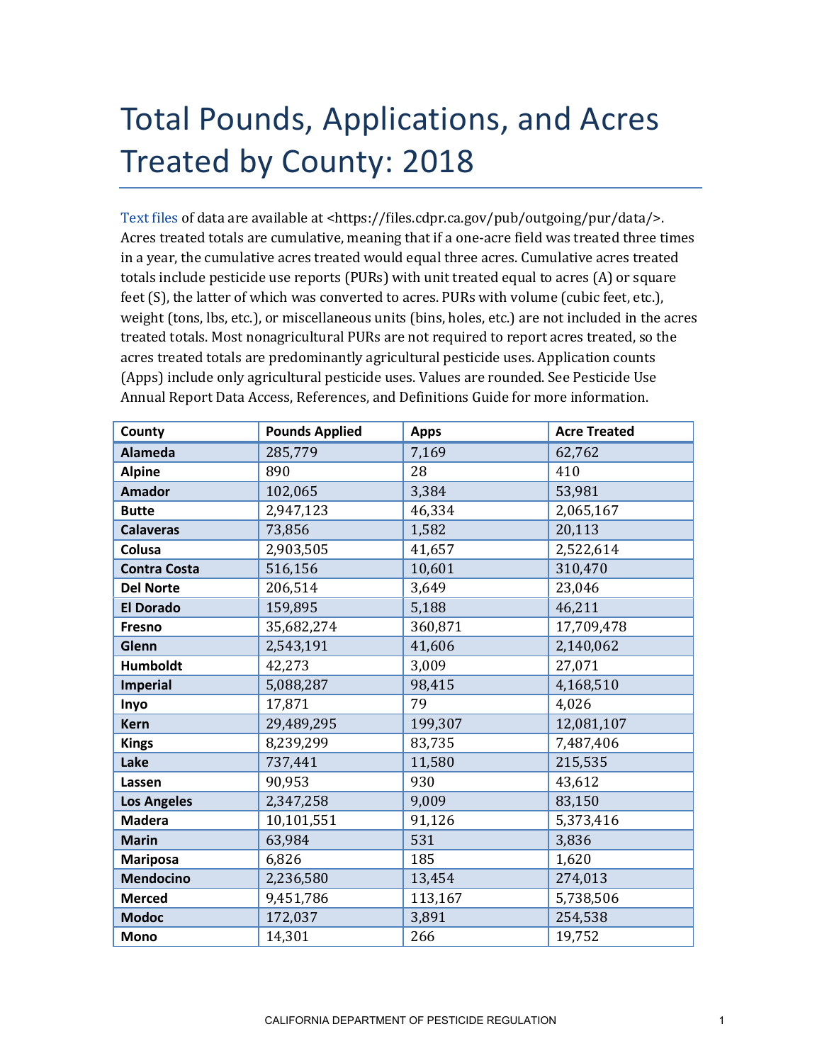# Total Pounds, Applications, and Acres Treated by County: 2018

Text files of data are available at <https://files.cdpr.ca.gov/pub/outgoing/pur/data/>. Acres treated totals are cumulative, meaning that if a one-acre field was treated three times in a year, the cumulative acres treated would equal three acres. Cumulative acres treated totals include pesticide use reports (PURs) with unit treated equal to acres (A) or square feet (S), the latter of which was converted to acres. PURs with volume (cubic feet, etc.), weight (tons, lbs, etc.), or miscellaneous units (bins, holes, etc.) are not included in the acres treated totals. Most nonagricultural PURs are not required to report acres treated, so the acres treated totals are predominantly agricultural pesticide uses. Application counts (Apps) include only agricultural pesticide uses. Values are rounded. See Pesticide Use Annual Report Data Access, References, and Definitions Guide for more information.

| County | Pounds Applied | Apps | Acre Treated |
|---|---|---|---|
| **Alameda** | 285,779 | 7,169 | 62,762 |
| **Alpine** | 890 | 28 | 410 |
| **Amador** | 102,065 | 3,384 | 53,981 |
| **Butte** | 2,947,123 | 46,334 | 2,065,167 |
| **Calaveras** | 73,856 | 1,582 | 20,113 |
| **Colusa** | 2,903,505 | 41,657 | 2,522,614 |
| **Contra Costa** | 516,156 | 10,601 | 310,470 |
| **Del Norte** | 206,514 | 3,649 | 23,046 |
| **El Dorado** | 159,895 | 5,188 | 46,211 |
| **Fresno** | 35,682,274 | 360,871 | 17,709,478 |
| **Glenn** | 2,543,191 | 41,606 | 2,140,062 |
| **Humboldt** | 42,273 | 3,009 | 27,071 |
| **Imperial** | 5,088,287 | 98,415 | 4,168,510 |
| **Inyo** | 17,871 | 79 | 4,026 |
| **Kern** | 29,489,295 | 199,307 | 12,081,107 |
| **Kings** | 8,239,299 | 83,735 | 7,487,406 |
| **Lake** | 737,441 | 11,580 | 215,535 |
| **Lassen** | 90,953 | 930 | 43,612 |
| **Los Angeles** | 2,347,258 | 9,009 | 83,150 |
| **Madera** | 10,101,551 | 91,126 | 5,373,416 |
| **Marin** | 63,984 | 531 | 3,836 |
| **Mariposa** | 6,826 | 185 | 1,620 |
| **Mendocino** | 2,236,580 | 13,454 | 274,013 |
| **Merced** | 9,451,786 | 113,167 | 5,738,506 |
| **Modoc** | 172,037 | 3,891 | 254,538 |
| **Mono** | 14,301 | 266 | 19,752 |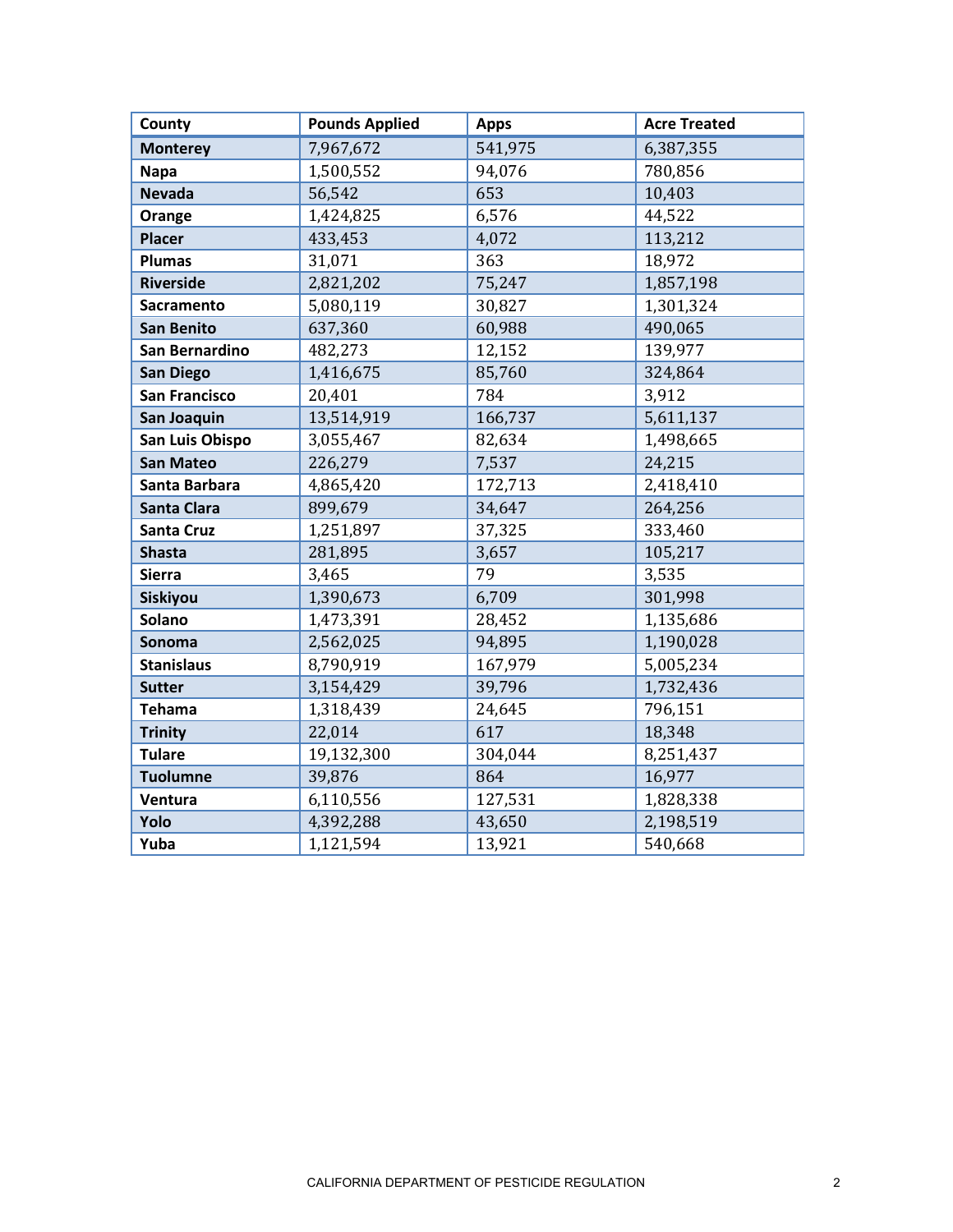| County | Pounds Applied | Apps | Acre Treated |
|---|---|---|---|
| **Monterey** | 7,967,672 | 541,975 | 6,387,355 |
| **Napa** | 1,500,552 | 94,076 | 780,856 |
| **Nevada** | 56,542 | 653 | 10,403 |
| **Orange** | 1,424,825 | 6,576 | 44,522 |
| **Placer** | 433,453 | 4,072 | 113,212 |
| **Plumas** | 31,071 | 363 | 18,972 |
| **Riverside** | 2,821,202 | 75,247 | 1,857,198 |
| **Sacramento** | 5,080,119 | 30,827 | 1,301,324 |
| **San Benito** | 637,360 | 60,988 | 490,065 |
| **San Bernardino** | 482,273 | 12,152 | 139,977 |
| **San Diego** | 1,416,675 | 85,760 | 324,864 |
| **San Francisco** | 20,401 | 784 | 3,912 |
| **San Joaquin** | 13,514,919 | 166,737 | 5,611,137 |
| **San Luis Obispo** | 3,055,467 | 82,634 | 1,498,665 |
| **San Mateo** | 226,279 | 7,537 | 24,215 |
| **Santa Barbara** | 4,865,420 | 172,713 | 2,418,410 |
| **Santa Clara** | 899,679 | 34,647 | 264,256 |
| **Santa Cruz** | 1,251,897 | 37,325 | 333,460 |
| **Shasta** | 281,895 | 3,657 | 105,217 |
| **Sierra** | 3,465 | 79 | 3,535 |
| **Siskiyou** | 1,390,673 | 6,709 | 301,998 |
| **Solano** | 1,473,391 | 28,452 | 1,135,686 |
| **Sonoma** | 2,562,025 | 94,895 | 1,190,028 |
| **Stanislaus** | 8,790,919 | 167,979 | 5,005,234 |
| **Sutter** | 3,154,429 | 39,796 | 1,732,436 |
| **Tehama** | 1,318,439 | 24,645 | 796,151 |
| **Trinity** | 22,014 | 617 | 18,348 |
| **Tulare** | 19,132,300 | 304,044 | 8,251,437 |
| **Tuolumne** | 39,876 | 864 | 16,977 |
| **Ventura** | 6,110,556 | 127,531 | 1,828,338 |
| **Yolo** | 4,392,288 | 43,650 | 2,198,519 |
| **Yuba** | 1,121,594 | 13,921 | 540,668 |